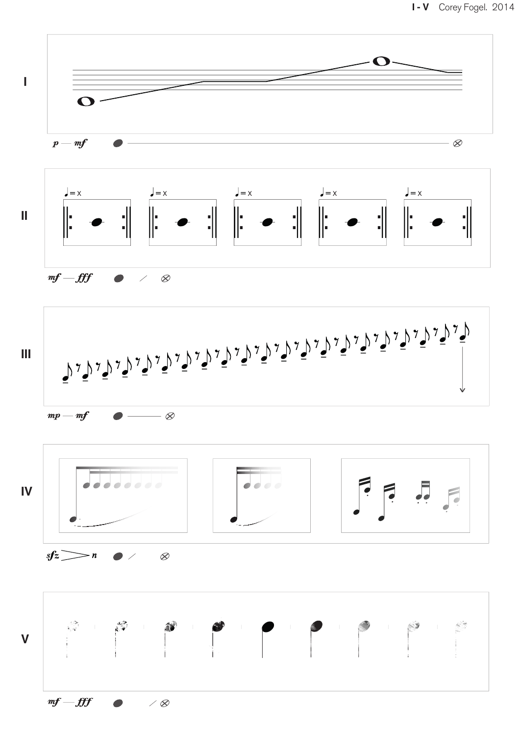# I - V Corey Fogel. 2014

**I**

*p* — *mf*

**II**

♩= x ♩= x ♩= x ♩= x ♩= x

*mf* — *fff*

**III**

*mp* — *mf*

**IV**

*sfz* > *n*

**V**

*mf* — *fff*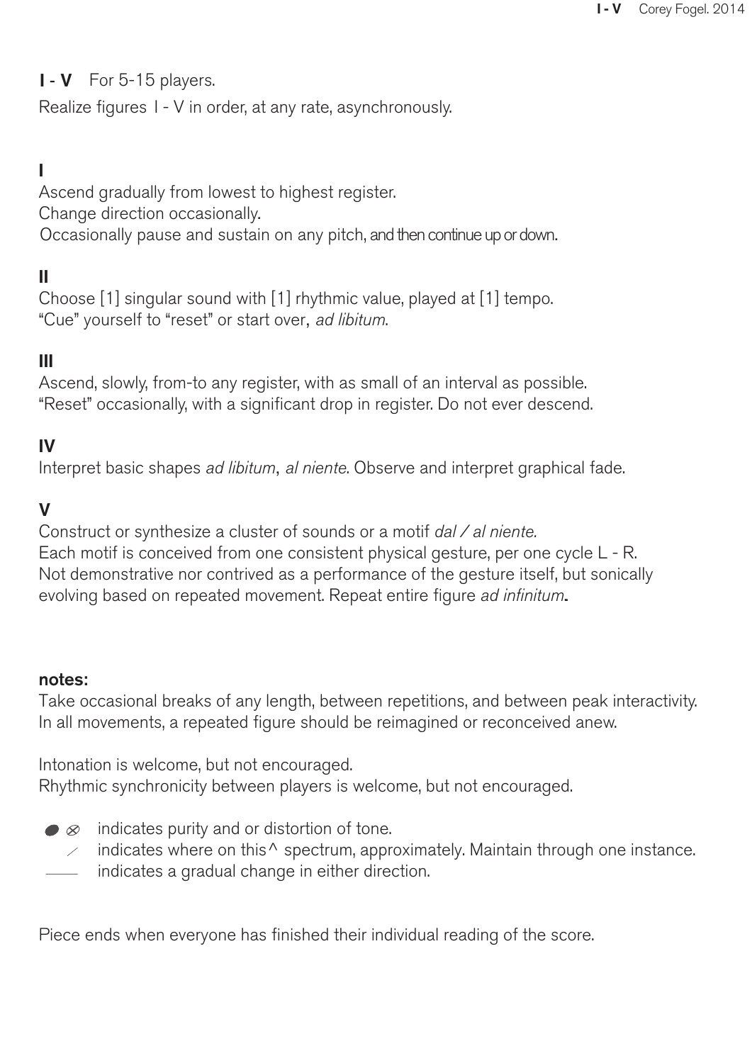**I - V** For 5-15 players.

Realize figures I - V in order, at any rate, asynchronously.

**I**

Ascend gradually from lowest to highest register.
Change direction occasionally.
Occasionally pause and sustain on any pitch, and then continue up or down.

**II**

Choose [1] singular sound with [1] rhythmic value, played at [1] tempo.
"Cue" yourself to "reset" or start over, *ad libitum*.

**III**

Ascend, slowly, from-to any register, with as small of an interval as possible.
"Reset" occasionally, with a significant drop in register. Do not ever descend.

**IV**

Interpret basic shapes *ad libitum*, *al niente*. Observe and interpret graphical fade.

**V**

Construct or synthesize a cluster of sounds or a motif *dal / al niente.*
Each motif is conceived from one consistent physical gesture, per one cycle L - R.
Not demonstrative nor contrived as a performance of the gesture itself, but sonically evolving based on repeated movement. Repeat entire figure *ad infinitum*.

**notes:**

Take occasional breaks of any length, between repetitions, and between peak interactivity.
In all movements, a repeated figure should be reimagined or reconceived anew.

Intonation is welcome, but not encouraged.
Rhythmic synchronicity between players is welcome, but not encouraged.

● ⊗ indicates purity and or distortion of tone.
⟋ indicates where on this^ spectrum, approximately. Maintain through one instance.
—— indicates a gradual change in either direction.

Piece ends when everyone has finished their individual reading of the score.